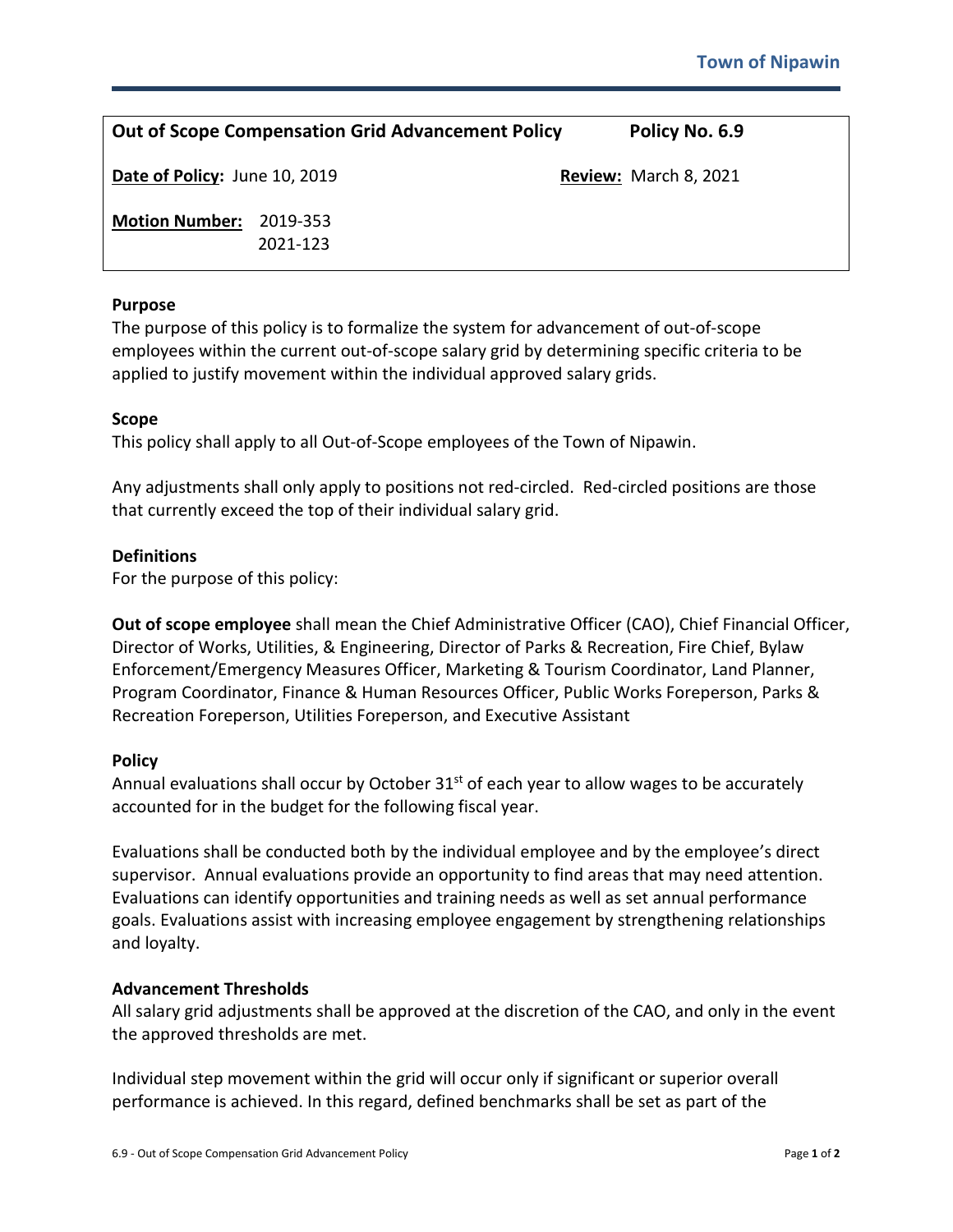**Town of Nipawin**

| **Out of Scope Compensation Grid Advancement Policy** | **Policy No. 6.9** |
|---|---|
| **Date of Policy:** June 10, 2019 | **Review:** March 8, 2021 |
| **Motion Number:** 2019-353<br>2021-123 | |

### Purpose

The purpose of this policy is to formalize the system for advancement of out-of-scope employees within the current out-of-scope salary grid by determining specific criteria to be applied to justify movement within the individual approved salary grids.

### Scope

This policy shall apply to all Out-of-Scope employees of the Town of Nipawin.

Any adjustments shall only apply to positions not red-circled. Red-circled positions are those that currently exceed the top of their individual salary grid.

### Definitions

For the purpose of this policy:

**Out of scope employee** shall mean the Chief Administrative Officer (CAO), Chief Financial Officer, Director of Works, Utilities, & Engineering, Director of Parks & Recreation, Fire Chief, Bylaw Enforcement/Emergency Measures Officer, Marketing & Tourism Coordinator, Land Planner, Program Coordinator, Finance & Human Resources Officer, Public Works Foreperson, Parks & Recreation Foreperson, Utilities Foreperson, and Executive Assistant

### Policy

Annual evaluations shall occur by October 31st of each year to allow wages to be accurately accounted for in the budget for the following fiscal year.

Evaluations shall be conducted both by the individual employee and by the employee's direct supervisor. Annual evaluations provide an opportunity to find areas that may need attention. Evaluations can identify opportunities and training needs as well as set annual performance goals. Evaluations assist with increasing employee engagement by strengthening relationships and loyalty.

### Advancement Thresholds

All salary grid adjustments shall be approved at the discretion of the CAO, and only in the event the approved thresholds are met.

Individual step movement within the grid will occur only if significant or superior overall performance is achieved. In this regard, defined benchmarks shall be set as part of the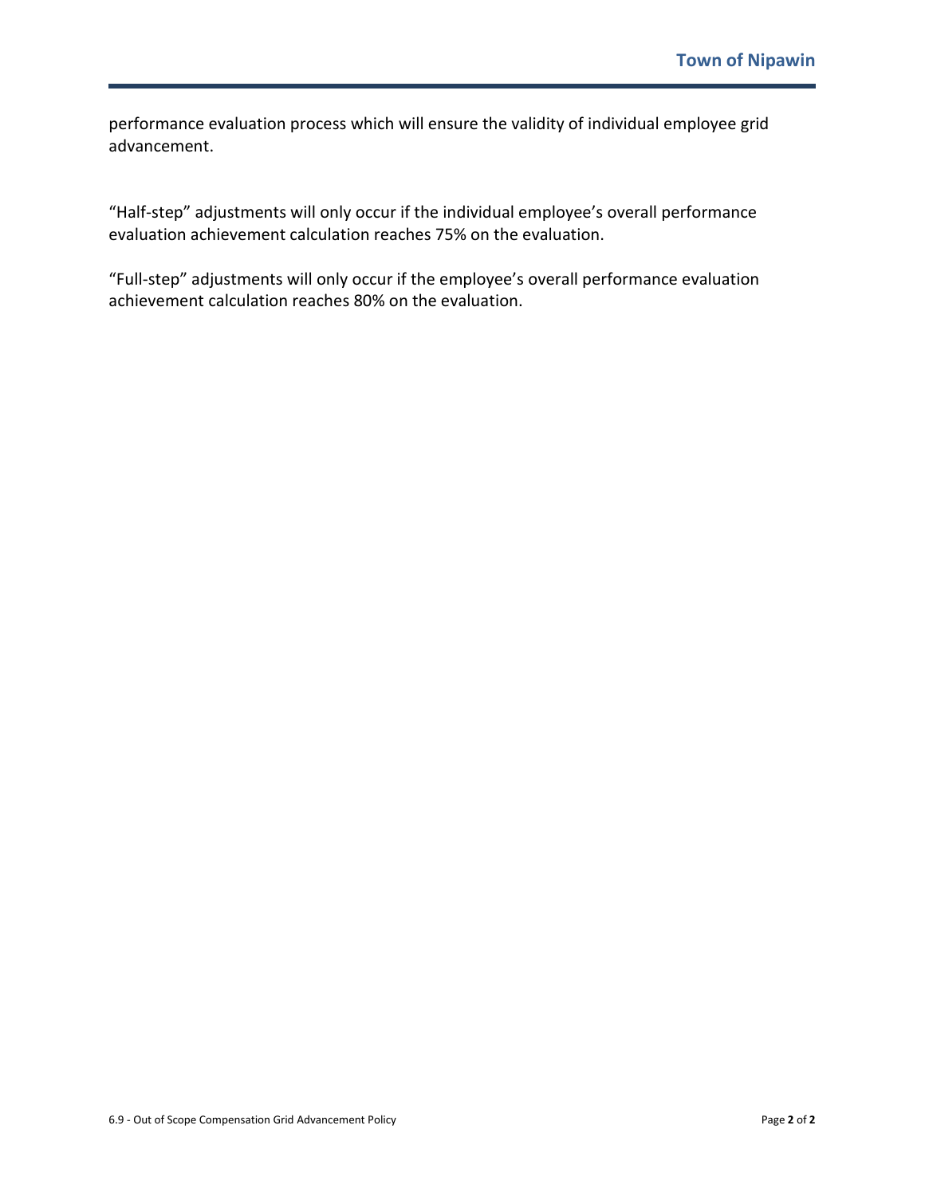performance evaluation process which will ensure the validity of individual employee grid advancement.

“Half-step” adjustments will only occur if the individual employee’s overall performance evaluation achievement calculation reaches 75% on the evaluation.

“Full-step” adjustments will only occur if the employee’s overall performance evaluation achievement calculation reaches 80% on the evaluation.